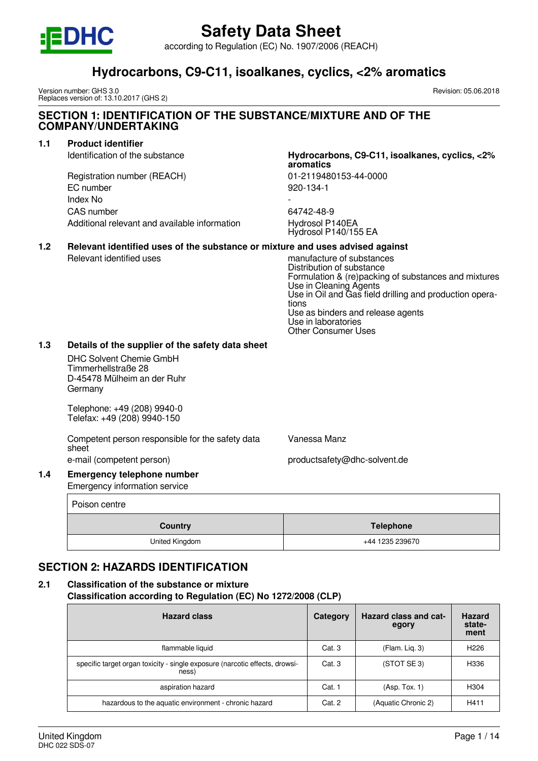# Safety Data Sheet

according to Regulation (EC) No. 1907/2006 (REACH)

## Hydrocarbons, C9-C11, isoalkanes, cyclics, <2% aromatics

Version number: GHS 3.0
Replaces version of: 13.10.2017 (GHS 2)

Revision: 05.06.2018

## SECTION 1: IDENTIFICATION OF THE SUBSTANCE/MIXTURE AND OF THE COMPANY/UNDERTAKING

### 1.1 Product identifier

| | |
|---|---|
| Identification of the substance | **Hydrocarbons, C9-C11, isoalkanes, cyclics, <2% aromatics** |
| Registration number (REACH) | 01-2119480153-44-0000 |
| EC number | 920-134-1 |
| Index No | - |
| CAS number | 64742-48-9 |
| Additional relevant and available information | Hydrosol P140EA<br>Hydrosol P140/155 EA |

### 1.2 Relevant identified uses of the substance or mixture and uses advised against

Relevant identified uses:

- manufacture of substances
- Distribution of substance
- Formulation & (re)packing of substances and mixtures
- Use in Cleaning Agents
- Use in Oil and Gas field drilling and production operations
- Use as binders and release agents
- Use in laboratories
- Other Consumer Uses

### 1.3 Details of the supplier of the safety data sheet

DHC Solvent Chemie GmbH
Timmerhellstraße 28
D-45478 Mülheim an der Ruhr
Germany

Telephone: +49 (208) 9940-0
Telefax: +49 (208) 9940-150

| | |
|---|---|
| Competent person responsible for the safety data sheet | Vanessa Manz |
| e-mail (competent person) | productsafety@dhc-solvent.de |

### 1.4 Emergency telephone number

Emergency information service

Poison centre

| Country | Telephone |
|---|---|
| United Kingdom | +44 1235 239670 |

## SECTION 2: HAZARDS IDENTIFICATION

### 2.1 Classification of the substance or mixture

**Classification according to Regulation (EC) No 1272/2008 (CLP)**

| Hazard class | Category | Hazard class and category | Hazard statement |
|---|---|---|---|
| flammable liquid | Cat. 3 | (Flam. Liq. 3) | H226 |
| specific target organ toxicity - single exposure (narcotic effects, drowsiness) | Cat. 3 | (STOT SE 3) | H336 |
| aspiration hazard | Cat. 1 | (Asp. Tox. 1) | H304 |
| hazardous to the aquatic environment - chronic hazard | Cat. 2 | (Aquatic Chronic 2) | H411 |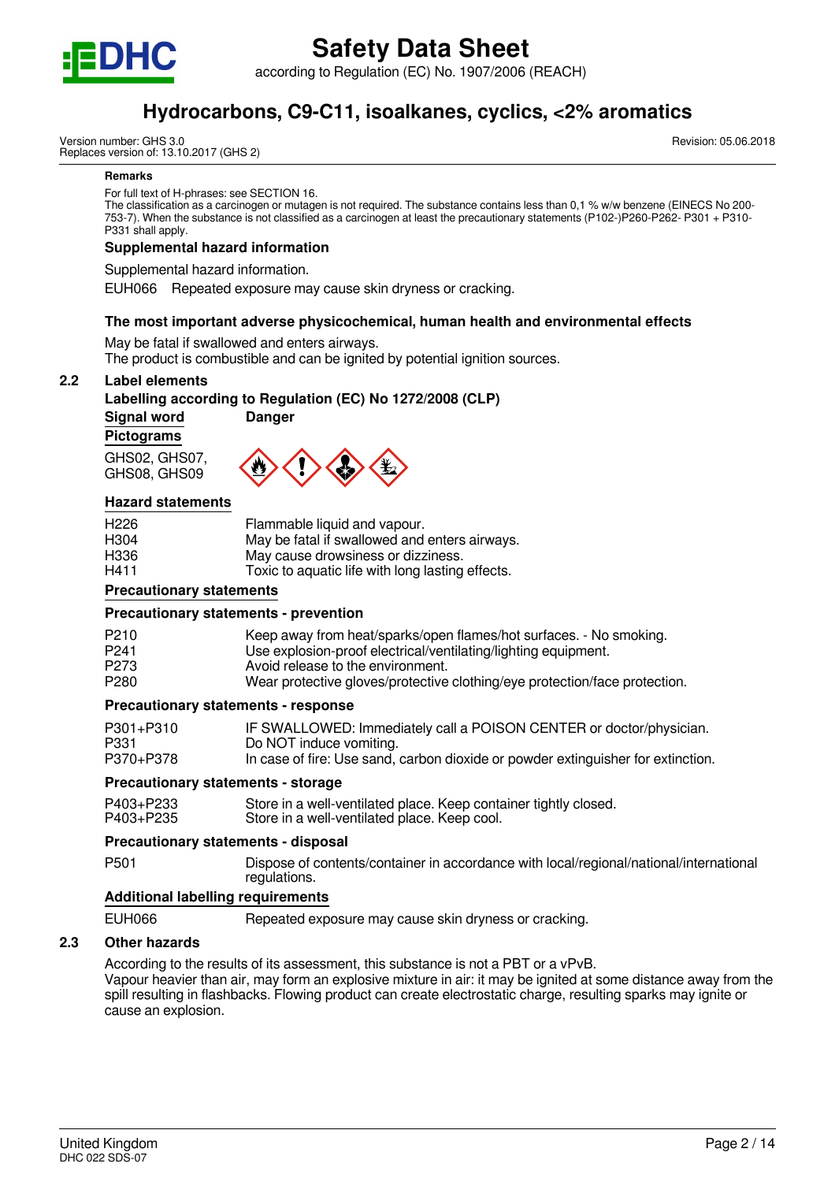**Remarks**

For full text of H-phrases: see SECTION 16.
The classification as a carcinogen or mutagen is not required. The substance contains less than 0,1 % w/w benzene (EINECS No 200-753-7). When the substance is not classified as a carcinogen at least the precautionary statements (P102-)P260-P262- P301 + P310-P331 shall apply.

**Supplemental hazard information**

Supplemental hazard information.

EUH066 Repeated exposure may cause skin dryness or cracking.

**The most important adverse physicochemical, human health and environmental effects**

May be fatal if swallowed and enters airways.
The product is combustible and can be ignited by potential ignition sources.

## 2.2 Label elements

**Labelling according to Regulation (EC) No 1272/2008 (CLP)**

**Signal word** **Danger**

**Pictograms**

GHS02, GHS07, GHS08, GHS09

**Hazard statements**

| | |
|---|---|
| H226 | Flammable liquid and vapour. |
| H304 | May be fatal if swallowed and enters airways. |
| H336 | May cause drowsiness or dizziness. |
| H411 | Toxic to aquatic life with long lasting effects. |

**Precautionary statements**

**Precautionary statements - prevention**

| | |
|---|---|
| P210 | Keep away from heat/sparks/open flames/hot surfaces. - No smoking. |
| P241 | Use explosion-proof electrical/ventilating/lighting equipment. |
| P273 | Avoid release to the environment. |
| P280 | Wear protective gloves/protective clothing/eye protection/face protection. |

**Precautionary statements - response**

| | |
|---|---|
| P301+P310 | IF SWALLOWED: Immediately call a POISON CENTER or doctor/physician. |
| P331 | Do NOT induce vomiting. |
| P370+P378 | In case of fire: Use sand, carbon dioxide or powder extinguisher for extinction. |

**Precautionary statements - storage**

| | |
|---|---|
| P403+P233 | Store in a well-ventilated place. Keep container tightly closed. |
| P403+P235 | Store in a well-ventilated place. Keep cool. |

**Precautionary statements - disposal**

| | |
|---|---|
| P501 | Dispose of contents/container in accordance with local/regional/national/international regulations. |

**Additional labelling requirements**

| | |
|---|---|
| EUH066 | Repeated exposure may cause skin dryness or cracking. |

## 2.3 Other hazards

According to the results of its assessment, this substance is not a PBT or a vPvB.
Vapour heavier than air, may form an explosive mixture in air: it may be ignited at some distance away from the spill resulting in flashbacks. Flowing product can create electrostatic charge, resulting sparks may ignite or cause an explosion.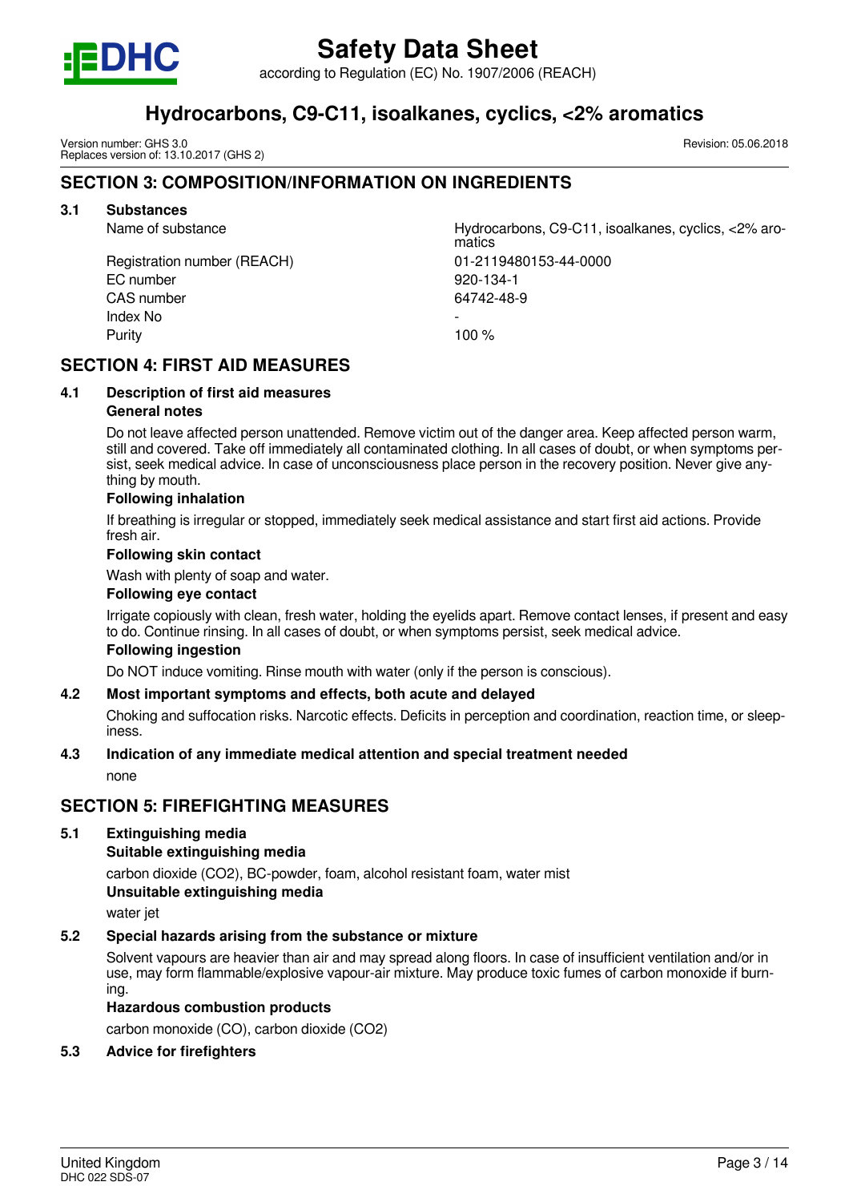## SECTION 3: COMPOSITION/INFORMATION ON INGREDIENTS

### 3.1 Substances

| | |
|---|---|
| Name of substance | Hydrocarbons, C9-C11, isoalkanes, cyclics, <2% aromatics |
| Registration number (REACH) | 01-2119480153-44-0000 |
| EC number | 920-134-1 |
| CAS number | 64742-48-9 |
| Index No | - |
| Purity | 100 % |

## SECTION 4: FIRST AID MEASURES

### 4.1 Description of first aid measures

**General notes**

Do not leave affected person unattended. Remove victim out of the danger area. Keep affected person warm, still and covered. Take off immediately all contaminated clothing. In all cases of doubt, or when symptoms persist, seek medical advice. In case of unconsciousness place person in the recovery position. Never give anything by mouth.

**Following inhalation**

If breathing is irregular or stopped, immediately seek medical assistance and start first aid actions. Provide fresh air.

**Following skin contact**

Wash with plenty of soap and water.

**Following eye contact**

Irrigate copiously with clean, fresh water, holding the eyelids apart. Remove contact lenses, if present and easy to do. Continue rinsing. In all cases of doubt, or when symptoms persist, seek medical advice.

**Following ingestion**

Do NOT induce vomiting. Rinse mouth with water (only if the person is conscious).

### 4.2 Most important symptoms and effects, both acute and delayed

Choking and suffocation risks. Narcotic effects. Deficits in perception and coordination, reaction time, or sleepiness.

### 4.3 Indication of any immediate medical attention and special treatment needed

none

## SECTION 5: FIREFIGHTING MEASURES

### 5.1 Extinguishing media

**Suitable extinguishing media**

carbon dioxide ($CO_2$), BC-powder, foam, alcohol resistant foam, water mist

**Unsuitable extinguishing media**

water jet

### 5.2 Special hazards arising from the substance or mixture

Solvent vapours are heavier than air and may spread along floors. In case of insufficient ventilation and/or in use, may form flammable/explosive vapour-air mixture. May produce toxic fumes of carbon monoxide if burning.

**Hazardous combustion products**

carbon monoxide (CO), carbon dioxide ($CO_2$)

### 5.3 Advice for firefighters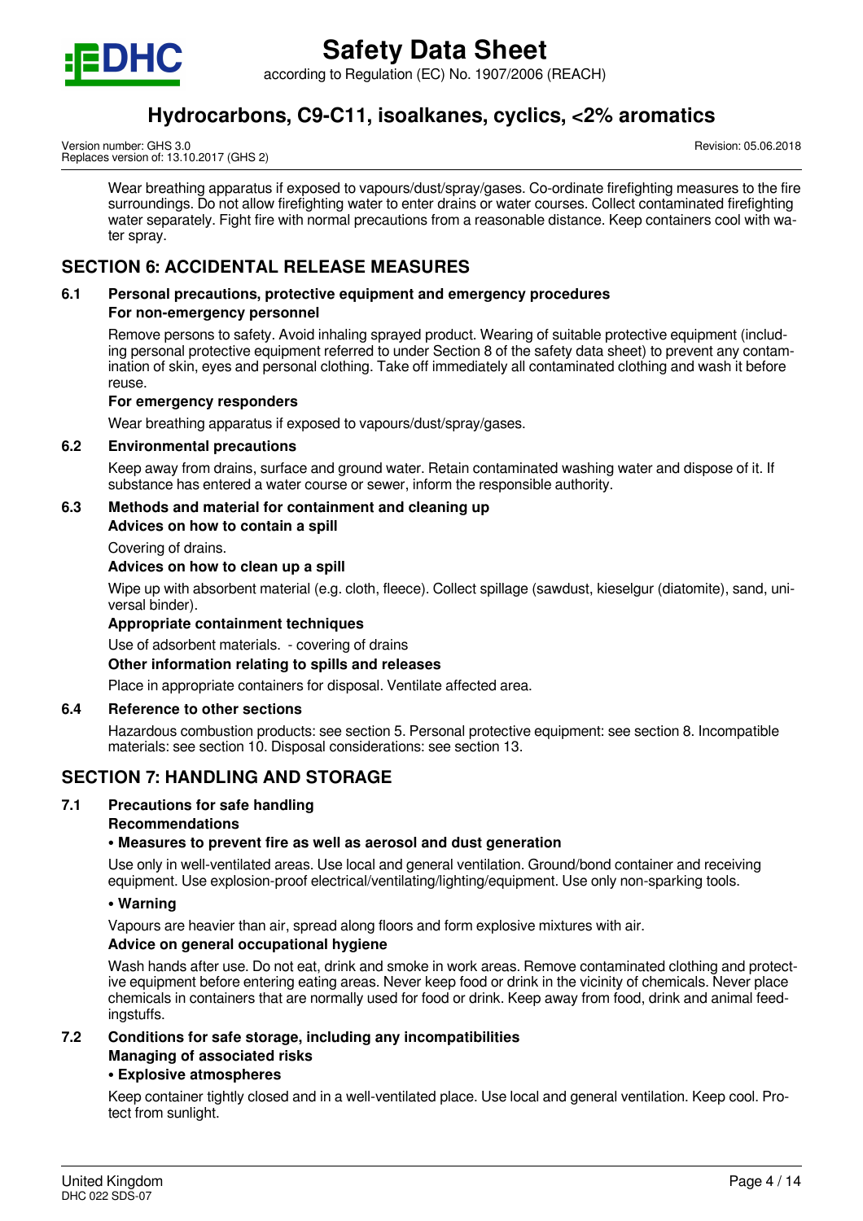Wear breathing apparatus if exposed to vapours/dust/spray/gases. Co-ordinate firefighting measures to the fire surroundings. Do not allow firefighting water to enter drains or water courses. Collect contaminated firefighting water separately. Fight fire with normal precautions from a reasonable distance. Keep containers cool with water spray.

## SECTION 6: ACCIDENTAL RELEASE MEASURES

### 6.1 Personal precautions, protective equipment and emergency procedures

**For non-emergency personnel**

Remove persons to safety. Avoid inhaling sprayed product. Wearing of suitable protective equipment (including personal protective equipment referred to under Section 8 of the safety data sheet) to prevent any contamination of skin, eyes and personal clothing. Take off immediately all contaminated clothing and wash it before reuse.

**For emergency responders**

Wear breathing apparatus if exposed to vapours/dust/spray/gases.

### 6.2 Environmental precautions

Keep away from drains, surface and ground water. Retain contaminated washing water and dispose of it. If substance has entered a water course or sewer, inform the responsible authority.

### 6.3 Methods and material for containment and cleaning up

**Advices on how to contain a spill**

Covering of drains.

**Advices on how to clean up a spill**

Wipe up with absorbent material (e.g. cloth, fleece). Collect spillage (sawdust, kieselgur (diatomite), sand, universal binder).

**Appropriate containment techniques**

Use of adsorbent materials. - covering of drains

**Other information relating to spills and releases**

Place in appropriate containers for disposal. Ventilate affected area.

### 6.4 Reference to other sections

Hazardous combustion products: see section 5. Personal protective equipment: see section 8. Incompatible materials: see section 10. Disposal considerations: see section 13.

## SECTION 7: HANDLING AND STORAGE

### 7.1 Precautions for safe handling

**Recommendations**

**• Measures to prevent fire as well as aerosol and dust generation**

Use only in well-ventilated areas. Use local and general ventilation. Ground/bond container and receiving equipment. Use explosion-proof electrical/ventilating/lighting/equipment. Use only non-sparking tools.

**• Warning**

Vapours are heavier than air, spread along floors and form explosive mixtures with air.

**Advice on general occupational hygiene**

Wash hands after use. Do not eat, drink and smoke in work areas. Remove contaminated clothing and protective equipment before entering eating areas. Never keep food or drink in the vicinity of chemicals. Never place chemicals in containers that are normally used for food or drink. Keep away from food, drink and animal feedingstuffs.

### 7.2 Conditions for safe storage, including any incompatibilities

**Managing of associated risks**

**• Explosive atmospheres**

Keep container tightly closed and in a well-ventilated place. Use local and general ventilation. Keep cool. Protect from sunlight.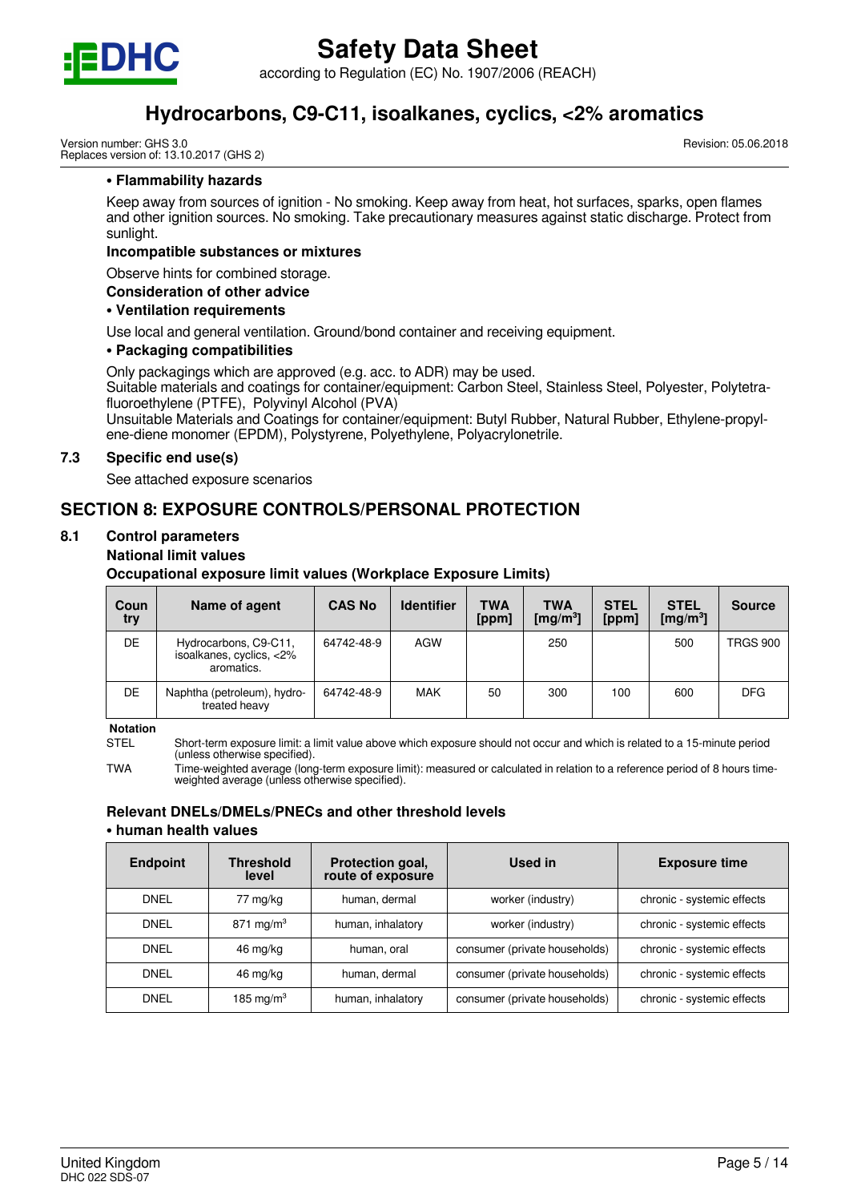**• Flammability hazards**

Keep away from sources of ignition - No smoking. Keep away from heat, hot surfaces, sparks, open flames and other ignition sources. No smoking. Take precautionary measures against static discharge. Protect from sunlight.

**Incompatible substances or mixtures**

Observe hints for combined storage.

**Consideration of other advice**

**• Ventilation requirements**

Use local and general ventilation. Ground/bond container and receiving equipment.

**• Packaging compatibilities**

Only packagings which are approved (e.g. acc. to ADR) may be used.
Suitable materials and coatings for container/equipment: Carbon Steel, Stainless Steel, Polyester, Polytetrafluoroethylene (PTFE), Polyvinyl Alcohol (PVA)
Unsuitable Materials and Coatings for container/equipment: Butyl Rubber, Natural Rubber, Ethylene-propylene-diene monomer (EPDM), Polystyrene, Polyethylene, Polyacrylonetrile.

### 7.3 Specific end use(s)

See attached exposure scenarios

## SECTION 8: EXPOSURE CONTROLS/PERSONAL PROTECTION

### 8.1 Control parameters

**National limit values**

**Occupational exposure limit values (Workplace Exposure Limits)**

| Country | Name of agent | CAS No | Identifier | TWA [ppm] | TWA [mg/m³] | STEL [ppm] | STEL [mg/m³] | Source |
|---|---|---|---|---|---|---|---|---|
| DE | Hydrocarbons, C9-C11, isoalkanes, cyclics, <2% aromatics. | 64742-48-9 | AGW | | 250 | | 500 | TRGS 900 |
| DE | Naphtha (petroleum), hydrotreated heavy | 64742-48-9 | MAK | 50 | 300 | 100 | 600 | DFG |

**Notation**

STEL Short-term exposure limit: a limit value above which exposure should not occur and which is related to a 15-minute period (unless otherwise specified).

TWA Time-weighted average (long-term exposure limit): measured or calculated in relation to a reference period of 8 hours time-weighted average (unless otherwise specified).

**Relevant DNELs/DMELs/PNECs and other threshold levels**

**• human health values**

| Endpoint | Threshold level | Protection goal, route of exposure | Used in | Exposure time |
|---|---|---|---|---|
| DNEL | 77 mg/kg | human, dermal | worker (industry) | chronic - systemic effects |
| DNEL | 871 mg/m³ | human, inhalatory | worker (industry) | chronic - systemic effects |
| DNEL | 46 mg/kg | human, oral | consumer (private households) | chronic - systemic effects |
| DNEL | 46 mg/kg | human, dermal | consumer (private households) | chronic - systemic effects |
| DNEL | 185 mg/m³ | human, inhalatory | consumer (private households) | chronic - systemic effects |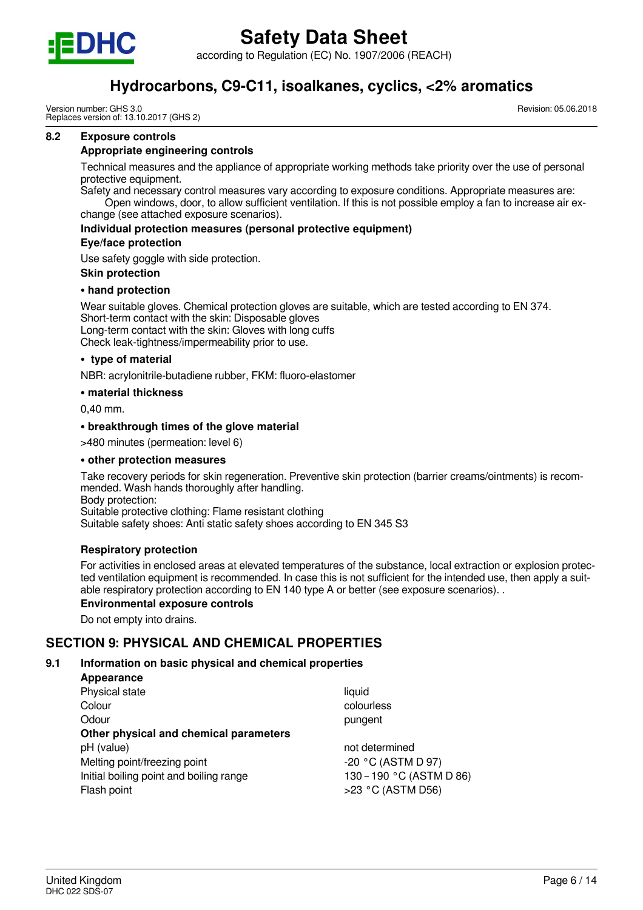### 8.2 Exposure controls

**Appropriate engineering controls**

Technical measures and the appliance of appropriate working methods take priority over the use of personal protective equipment.
Safety and necessary control measures vary according to exposure conditions. Appropriate measures are:
Open windows, door, to allow sufficient ventilation. If this is not possible employ a fan to increase air exchange (see attached exposure scenarios).

**Individual protection measures (personal protective equipment)**

**Eye/face protection**

Use safety goggle with side protection.

**Skin protection**

**• hand protection**

Wear suitable gloves. Chemical protection gloves are suitable, which are tested according to EN 374.
Short-term contact with the skin: Disposable gloves
Long-term contact with the skin: Gloves with long cuffs
Check leak-tightness/impermeability prior to use.

**• type of material**

NBR: acrylonitrile-butadiene rubber, FKM: fluoro-elastomer

**• material thickness**

0,40 mm.

**• breakthrough times of the glove material**

>480 minutes (permeation: level 6)

**• other protection measures**

Take recovery periods for skin regeneration. Preventive skin protection (barrier creams/ointments) is recommended. Wash hands thoroughly after handling.
Body protection:
Suitable protective clothing: Flame resistant clothing
Suitable safety shoes: Anti static safety shoes according to EN 345 S3

**Respiratory protection**

For activities in enclosed areas at elevated temperatures of the substance, local extraction or explosion protected ventilation equipment is recommended. In case this is not sufficient for the intended use, then apply a suitable respiratory protection according to EN 140 type A or better (see exposure scenarios). .

**Environmental exposure controls**

Do not empty into drains.

## SECTION 9: PHYSICAL AND CHEMICAL PROPERTIES

### 9.1 Information on basic physical and chemical properties

**Appearance**

| | |
|---|---|
| Physical state | liquid |
| Colour | colourless |
| Odour | pungent |
| **Other physical and chemical parameters** | |
| pH (value) | not determined |
| Melting point/freezing point | -20 °C (ASTM D 97) |
| Initial boiling point and boiling range | 130 – 190 °C (ASTM D 86) |
| Flash point | >23 °C (ASTM D56) |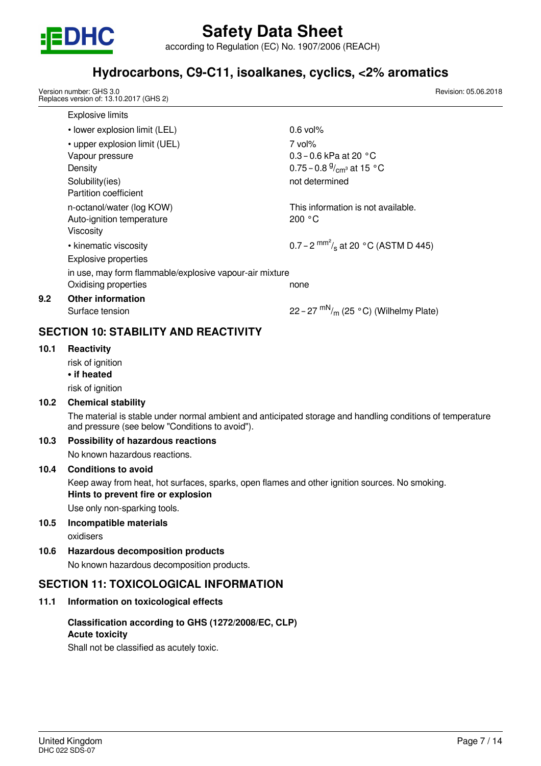| | |
|---|---|
| Explosive limits | |
| • lower explosion limit (LEL) | 0.6 vol% |
| • upper explosion limit (UEL) | 7 vol% |
| Vapour pressure | 0.3 – 0.6 kPa at 20 °C |
| Density | 0.75 – 0.8 $^{g}/_{cm^3}$ at 15 °C |
| Solubility(ies) | not determined |
| Partition coefficient | |
| n-octanol/water (log KOW) | This information is not available. |
| Auto-ignition temperature | 200 °C |
| Viscosity | |
| • kinematic viscosity | 0.7 – 2 $^{mm^2}/_{s}$ at 20 °C (ASTM D 445) |
| Explosive properties | |

in use, may form flammable/explosive vapour-air mixture

| | |
|---|---|
| Oxidising properties | none |

### 9.2 Other information

| | |
|---|---|
| Surface tension | 22 – 27 $^{mN}/_{m}$ (25 °C) (Wilhelmy Plate) |

## SECTION 10: STABILITY AND REACTIVITY

### 10.1 Reactivity

risk of ignition

**• if heated**

risk of ignition

### 10.2 Chemical stability

The material is stable under normal ambient and anticipated storage and handling conditions of temperature and pressure (see below "Conditions to avoid").

### 10.3 Possibility of hazardous reactions

No known hazardous reactions.

### 10.4 Conditions to avoid

Keep away from heat, hot surfaces, sparks, open flames and other ignition sources. No smoking.

**Hints to prevent fire or explosion**

Use only non-sparking tools.

### 10.5 Incompatible materials

oxidisers

### 10.6 Hazardous decomposition products

No known hazardous decomposition products.

## SECTION 11: TOXICOLOGICAL INFORMATION

### 11.1 Information on toxicological effects

**Classification according to GHS (1272/2008/EC, CLP)**

**Acute toxicity**

Shall not be classified as acutely toxic.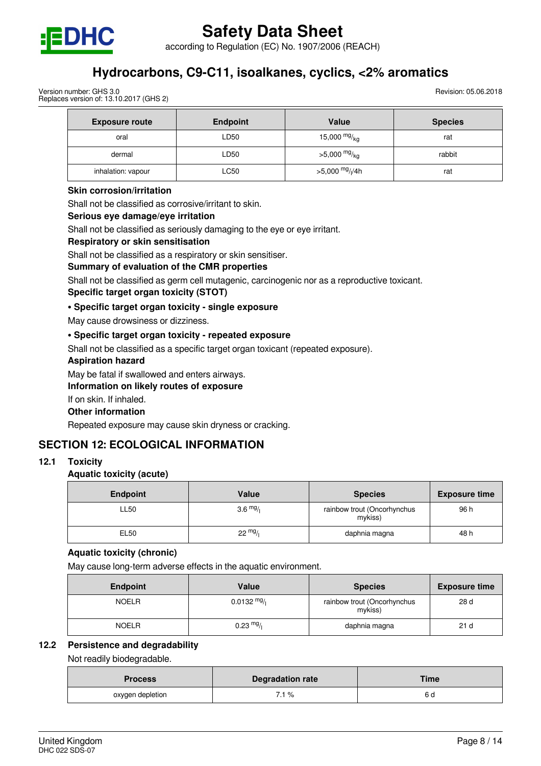| Exposure route | Endpoint | Value | Species |
|---|---|---|---|
| oral | LD50 | 15,000 $^{mg}/_{kg}$ | rat |
| dermal | LD50 | >5,000 $^{mg}/_{kg}$ | rabbit |
| inhalation: vapour | LC50 | >5,000 $^{mg}/_{l}$/4h | rat |

**Skin corrosion/irritation**

Shall not be classified as corrosive/irritant to skin.

**Serious eye damage/eye irritation**

Shall not be classified as seriously damaging to the eye or eye irritant.

**Respiratory or skin sensitisation**

Shall not be classified as a respiratory or skin sensitiser.

**Summary of evaluation of the CMR properties**

Shall not be classified as germ cell mutagenic, carcinogenic nor as a reproductive toxicant.

**Specific target organ toxicity (STOT)**

**• Specific target organ toxicity - single exposure**

May cause drowsiness or dizziness.

**• Specific target organ toxicity - repeated exposure**

Shall not be classified as a specific target organ toxicant (repeated exposure).

**Aspiration hazard**

May be fatal if swallowed and enters airways.

**Information on likely routes of exposure**

If on skin. If inhaled.

**Other information**

Repeated exposure may cause skin dryness or cracking.

## SECTION 12: ECOLOGICAL INFORMATION

### 12.1 Toxicity

**Aquatic toxicity (acute)**

| Endpoint | Value | Species | Exposure time |
|---|---|---|---|
| LL50 | 3.6 $^{mg}/_{l}$ | rainbow trout (Oncorhynchus mykiss) | 96 h |
| EL50 | 22 $^{mg}/_{l}$ | daphnia magna | 48 h |

**Aquatic toxicity (chronic)**

May cause long-term adverse effects in the aquatic environment.

| Endpoint | Value | Species | Exposure time |
|---|---|---|---|
| NOELR | 0.0132 $^{mg}/_{l}$ | rainbow trout (Oncorhynchus mykiss) | 28 d |
| NOELR | 0.23 $^{mg}/_{l}$ | daphnia magna | 21 d |

### 12.2 Persistence and degradability

Not readily biodegradable.

| Process | Degradation rate | Time |
|---|---|---|
| oxygen depletion | 7.1 % | 6 d |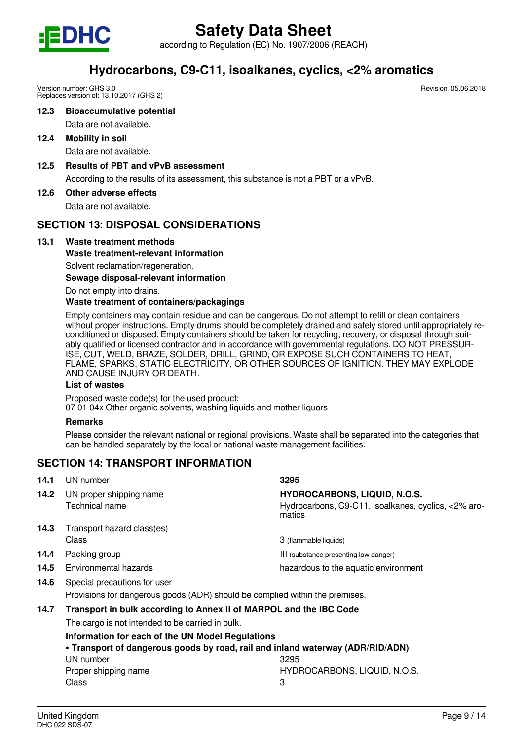### 12.3 Bioaccumulative potential

Data are not available.

### 12.4 Mobility in soil

Data are not available.

### 12.5 Results of PBT and vPvB assessment

According to the results of its assessment, this substance is not a PBT or a vPvB.

### 12.6 Other adverse effects

Data are not available.

## SECTION 13: DISPOSAL CONSIDERATIONS

### 13.1 Waste treatment methods

**Waste treatment-relevant information**

Solvent reclamation/regeneration.

**Sewage disposal-relevant information**

Do not empty into drains.

**Waste treatment of containers/packagings**

Empty containers may contain residue and can be dangerous. Do not attempt to refill or clean containers without proper instructions. Empty drums should be completely drained and safely stored until appropriately reconditioned or disposed. Empty containers should be taken for recycling, recovery, or disposal through suitably qualified or licensed contractor and in accordance with governmental regulations. DO NOT PRESSURISE, CUT, WELD, BRAZE, SOLDER, DRILL, GRIND, OR EXPOSE SUCH CONTAINERS TO HEAT, FLAME, SPARKS, STATIC ELECTRICITY, OR OTHER SOURCES OF IGNITION. THEY MAY EXPLODE AND CAUSE INJURY OR DEATH.

**List of wastes**

Proposed waste code(s) for the used product:
07 01 04x Other organic solvents, washing liquids and mother liquors

**Remarks**

Please consider the relevant national or regional provisions. Waste shall be separated into the categories that can be handled separately by the local or national waste management facilities.

## SECTION 14: TRANSPORT INFORMATION

| | | |
|---|---|---|
| **14.1** | UN number | **3295** |
| **14.2** | UN proper shipping name | **HYDROCARBONS, LIQUID, N.O.S.** |
| | Technical name | Hydrocarbons, C9-C11, isoalkanes, cyclics, <2% aromatics |
| **14.3** | Transport hazard class(es) | |
| | Class | 3 (flammable liquids) |
| **14.4** | Packing group | III (substance presenting low danger) |
| **14.5** | Environmental hazards | hazardous to the aquatic environment |

**14.6** Special precautions for user

Provisions for dangerous goods (ADR) should be complied within the premises.

### 14.7 Transport in bulk according to Annex II of MARPOL and the IBC Code

The cargo is not intended to be carried in bulk.

**Information for each of the UN Model Regulations**

**• Transport of dangerous goods by road, rail and inland waterway (ADR/RID/ADN)**

| | |
|---|---|
| UN number | 3295 |
| Proper shipping name | HYDROCARBONS, LIQUID, N.O.S. |
| Class | 3 |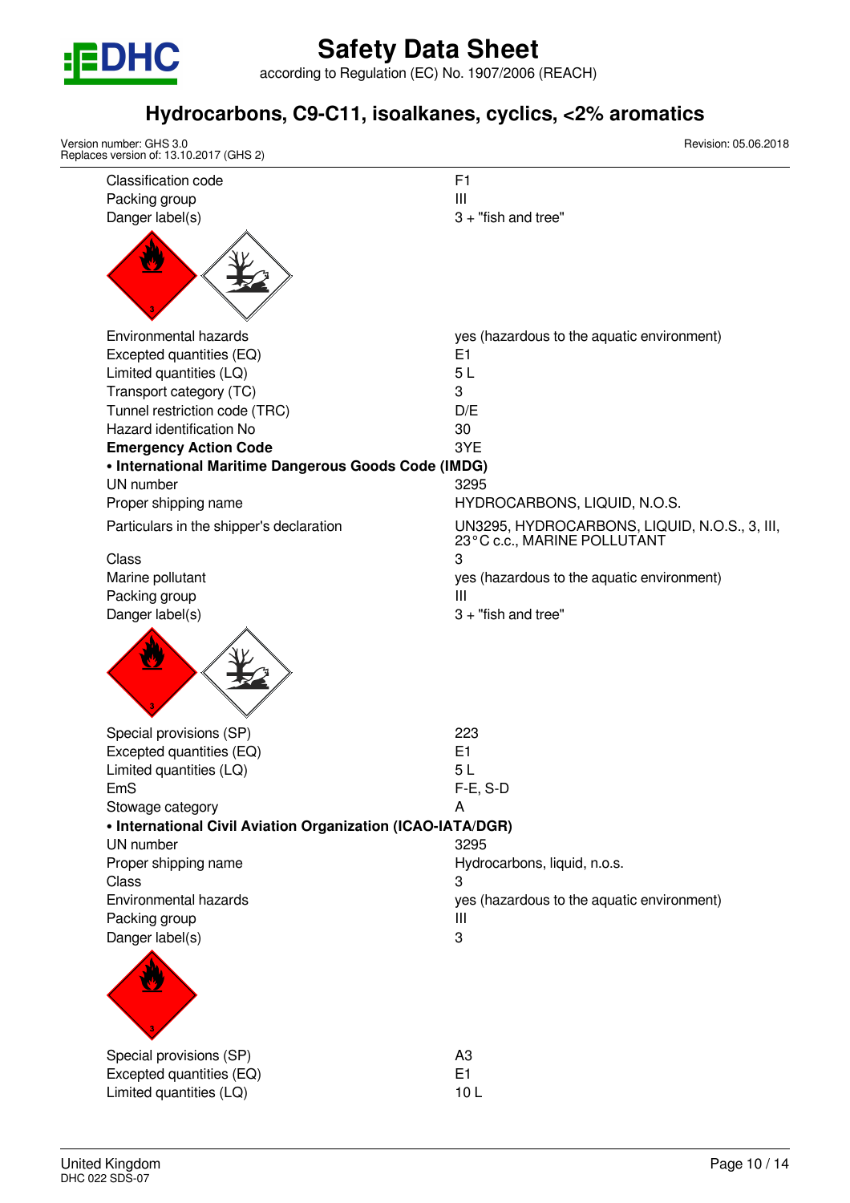| | |
|---|---|
| Classification code | F1 |
| Packing group | III |
| Danger label(s) | 3 + "fish and tree" |
| Environmental hazards | yes (hazardous to the aquatic environment) |
| Excepted quantities (EQ) | E1 |
| Limited quantities (LQ) | 5 L |
| Transport category (TC) | 3 |
| Tunnel restriction code (TRC) | D/E |
| Hazard identification No | 30 |
| **Emergency Action Code** | 3YE |

**• International Maritime Dangerous Goods Code (IMDG)**

| | |
|---|---|
| UN number | 3295 |
| Proper shipping name | HYDROCARBONS, LIQUID, N.O.S. |
| Particulars in the shipper's declaration | UN3295, HYDROCARBONS, LIQUID, N.O.S., 3, III, 23°C c.c., MARINE POLLUTANT |
| Class | 3 |
| Marine pollutant | yes (hazardous to the aquatic environment) |
| Packing group | III |
| Danger label(s) | 3 + "fish and tree" |
| Special provisions (SP) | 223 |
| Excepted quantities (EQ) | E1 |
| Limited quantities (LQ) | 5 L |
| EmS | F-E, S-D |
| Stowage category | A |

**• International Civil Aviation Organization (ICAO-IATA/DGR)**

| | |
|---|---|
| UN number | 3295 |
| Proper shipping name | Hydrocarbons, liquid, n.o.s. |
| Class | 3 |
| Environmental hazards | yes (hazardous to the aquatic environment) |
| Packing group | III |
| Danger label(s) | 3 |
| Special provisions (SP) | A3 |
| Excepted quantities (EQ) | E1 |
| Limited quantities (LQ) | 10 L |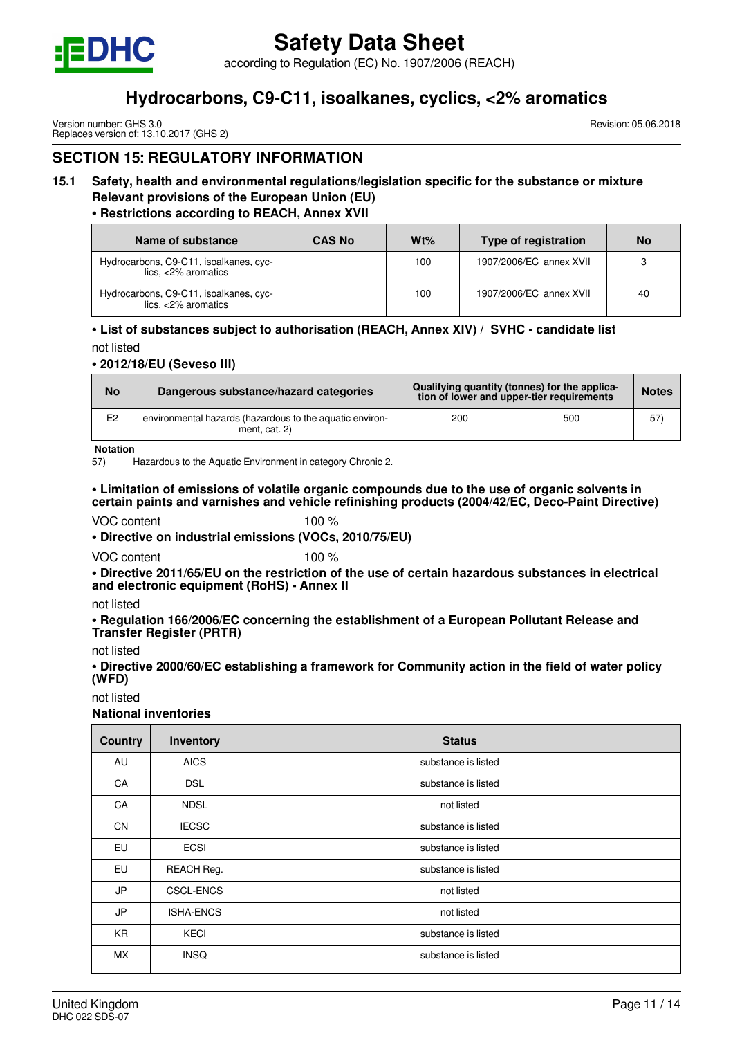## SECTION 15: REGULATORY INFORMATION

### 15.1 Safety, health and environmental regulations/legislation specific for the substance or mixture

**Relevant provisions of the European Union (EU)**

**• Restrictions according to REACH, Annex XVII**

| Name of substance | CAS No | Wt% | Type of registration | No |
|---|---|---|---|---|
| Hydrocarbons, C9-C11, isoalkanes, cyclics, <2% aromatics | | 100 | 1907/2006/EC annex XVII | 3 |
| Hydrocarbons, C9-C11, isoalkanes, cyclics, <2% aromatics | | 100 | 1907/2006/EC annex XVII | 40 |

**• List of substances subject to authorisation (REACH, Annex XIV) / SVHC - candidate list**

not listed

**• 2012/18/EU (Seveso III)**

| No | Dangerous substance/hazard categories | Qualifying quantity (tonnes) for the application of lower and upper-tier requirements | | Notes |
|---|---|---|---|---|
| E2 | environmental hazards (hazardous to the aquatic environment, cat. 2) | 200 | 500 | 57) |

**Notation**

57) Hazardous to the Aquatic Environment in category Chronic 2.

**• Limitation of emissions of volatile organic compounds due to the use of organic solvents in certain paints and varnishes and vehicle refinishing products (2004/42/EC, Deco-Paint Directive)**

VOC content 100 %

**• Directive on industrial emissions (VOCs, 2010/75/EU)**

VOC content 100 %

**• Directive 2011/65/EU on the restriction of the use of certain hazardous substances in electrical and electronic equipment (RoHS) - Annex II**

not listed

**• Regulation 166/2006/EC concerning the establishment of a European Pollutant Release and Transfer Register (PRTR)**

not listed

**• Directive 2000/60/EC establishing a framework for Community action in the field of water policy (WFD)**

not listed

**National inventories**

| Country | Inventory | Status |
|---|---|---|
| AU | AICS | substance is listed |
| CA | DSL | substance is listed |
| CA | NDSL | not listed |
| CN | IECSC | substance is listed |
| EU | ECSI | substance is listed |
| EU | REACH Reg. | substance is listed |
| JP | CSCL-ENCS | not listed |
| JP | ISHA-ENCS | not listed |
| KR | KECI | substance is listed |
| MX | INSQ | substance is listed |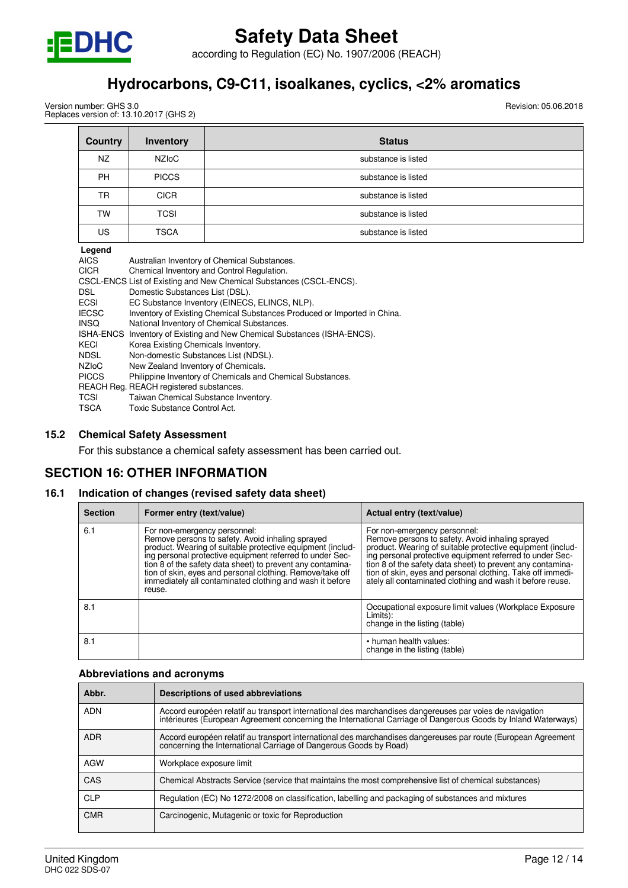| Country | Inventory | Status |
|---|---|---|
| NZ | NZIoC | substance is listed |
| PH | PICCS | substance is listed |
| TR | CICR | substance is listed |
| TW | TCSI | substance is listed |
| US | TSCA | substance is listed |

**Legend**

| | |
|---|---|
| AICS | Australian Inventory of Chemical Substances. |
| CICR | Chemical Inventory and Control Regulation. |
| CSCL-ENCS | List of Existing and New Chemical Substances (CSCL-ENCS). |
| DSL | Domestic Substances List (DSL). |
| ECSI | EC Substance Inventory (EINECS, ELINCS, NLP). |
| IECSC | Inventory of Existing Chemical Substances Produced or Imported in China. |
| INSQ | National Inventory of Chemical Substances. |
| ISHA-ENCS | Inventory of Existing and New Chemical Substances (ISHA-ENCS). |
| KECI | Korea Existing Chemicals Inventory. |
| NDSL | Non-domestic Substances List (NDSL). |
| NZIoC | New Zealand Inventory of Chemicals. |
| PICCS | Philippine Inventory of Chemicals and Chemical Substances. |
| REACH Reg. | REACH registered substances. |
| TCSI | Taiwan Chemical Substance Inventory. |
| TSCA | Toxic Substance Control Act. |

### 15.2 Chemical Safety Assessment

For this substance a chemical safety assessment has been carried out.

## SECTION 16: OTHER INFORMATION

### 16.1 Indication of changes (revised safety data sheet)

| Section | Former entry (text/value) | Actual entry (text/value) |
|---|---|---|
| 6.1 | For non-emergency personnel: Remove persons to safety. Avoid inhaling sprayed product. Wearing of suitable protective equipment (including personal protective equipment referred to under Section 8 of the safety data sheet) to prevent any contamination of skin, eyes and personal clothing. Remove/take off immediately all contaminated clothing and wash it before reuse. | For non-emergency personnel: Remove persons to safety. Avoid inhaling sprayed product. Wearing of suitable protective equipment (including personal protective equipment referred to under Section 8 of the safety data sheet) to prevent any contamination of skin, eyes and personal clothing. Take off immediately all contaminated clothing and wash it before reuse. |
| 8.1 | | Occupational exposure limit values (Workplace Exposure Limits): change in the listing (table) |
| 8.1 | | • human health values: change in the listing (table) |

#### Abbreviations and acronyms

| Abbr. | Descriptions of used abbreviations |
|---|---|
| ADN | Accord européen relatif au transport international des marchandises dangereuses par voies de navigation intérieures (European Agreement concerning the International Carriage of Dangerous Goods by Inland Waterways) |
| ADR | Accord européen relatif au transport international des marchandises dangereuses par route (European Agreement concerning the International Carriage of Dangerous Goods by Road) |
| AGW | Workplace exposure limit |
| CAS | Chemical Abstracts Service (service that maintains the most comprehensive list of chemical substances) |
| CLP | Regulation (EC) No 1272/2008 on classification, labelling and packaging of substances and mixtures |
| CMR | Carcinogenic, Mutagenic or toxic for Reproduction |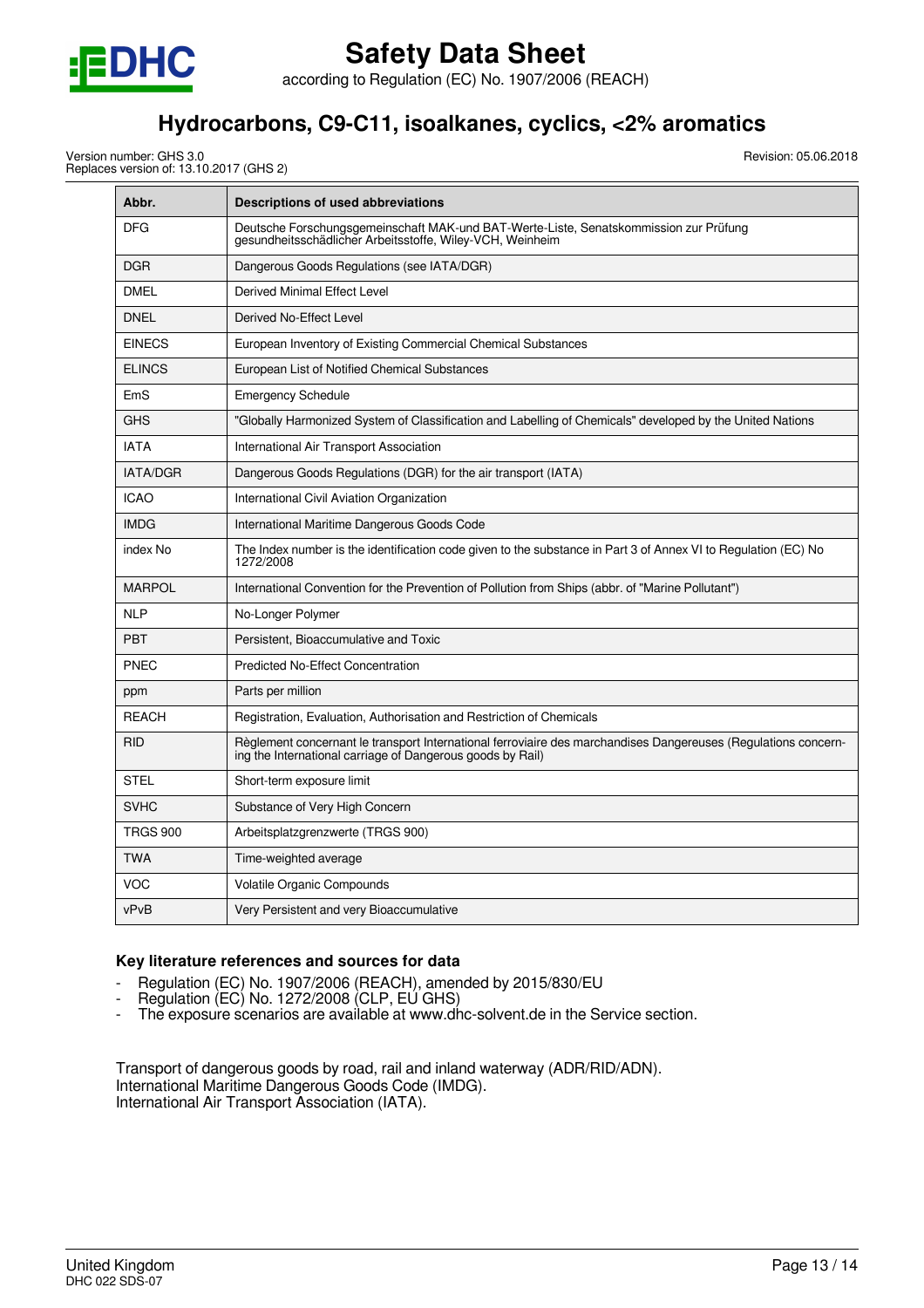| Abbr. | Descriptions of used abbreviations |
|---|---|
| DFG | Deutsche Forschungsgemeinschaft MAK-und BAT-Werte-Liste, Senatskommission zur Prüfung gesundheitsschädlicher Arbeitsstoffe, Wiley-VCH, Weinheim |
| DGR | Dangerous Goods Regulations (see IATA/DGR) |
| DMEL | Derived Minimal Effect Level |
| DNEL | Derived No-Effect Level |
| EINECS | European Inventory of Existing Commercial Chemical Substances |
| ELINCS | European List of Notified Chemical Substances |
| EmS | Emergency Schedule |
| GHS | "Globally Harmonized System of Classification and Labelling of Chemicals" developed by the United Nations |
| IATA | International Air Transport Association |
| IATA/DGR | Dangerous Goods Regulations (DGR) for the air transport (IATA) |
| ICAO | International Civil Aviation Organization |
| IMDG | International Maritime Dangerous Goods Code |
| index No | The Index number is the identification code given to the substance in Part 3 of Annex VI to Regulation (EC) No 1272/2008 |
| MARPOL | International Convention for the Prevention of Pollution from Ships (abbr. of "Marine Pollutant") |
| NLP | No-Longer Polymer |
| PBT | Persistent, Bioaccumulative and Toxic |
| PNEC | Predicted No-Effect Concentration |
| ppm | Parts per million |
| REACH | Registration, Evaluation, Authorisation and Restriction of Chemicals |
| RID | Règlement concernant le transport International ferroviaire des marchandises Dangereuses (Regulations concerning the International carriage of Dangerous goods by Rail) |
| STEL | Short-term exposure limit |
| SVHC | Substance of Very High Concern |
| TRGS 900 | Arbeitsplatzgrenzwerte (TRGS 900) |
| TWA | Time-weighted average |
| VOC | Volatile Organic Compounds |
| vPvB | Very Persistent and very Bioaccumulative |

### Key literature references and sources for data

- Regulation (EC) No. 1907/2006 (REACH), amended by 2015/830/EU
- Regulation (EC) No. 1272/2008 (CLP, EU GHS)
- The exposure scenarios are available at www.dhc-solvent.de in the Service section.

Transport of dangerous goods by road, rail and inland waterway (ADR/RID/ADN).
International Maritime Dangerous Goods Code (IMDG).
International Air Transport Association (IATA).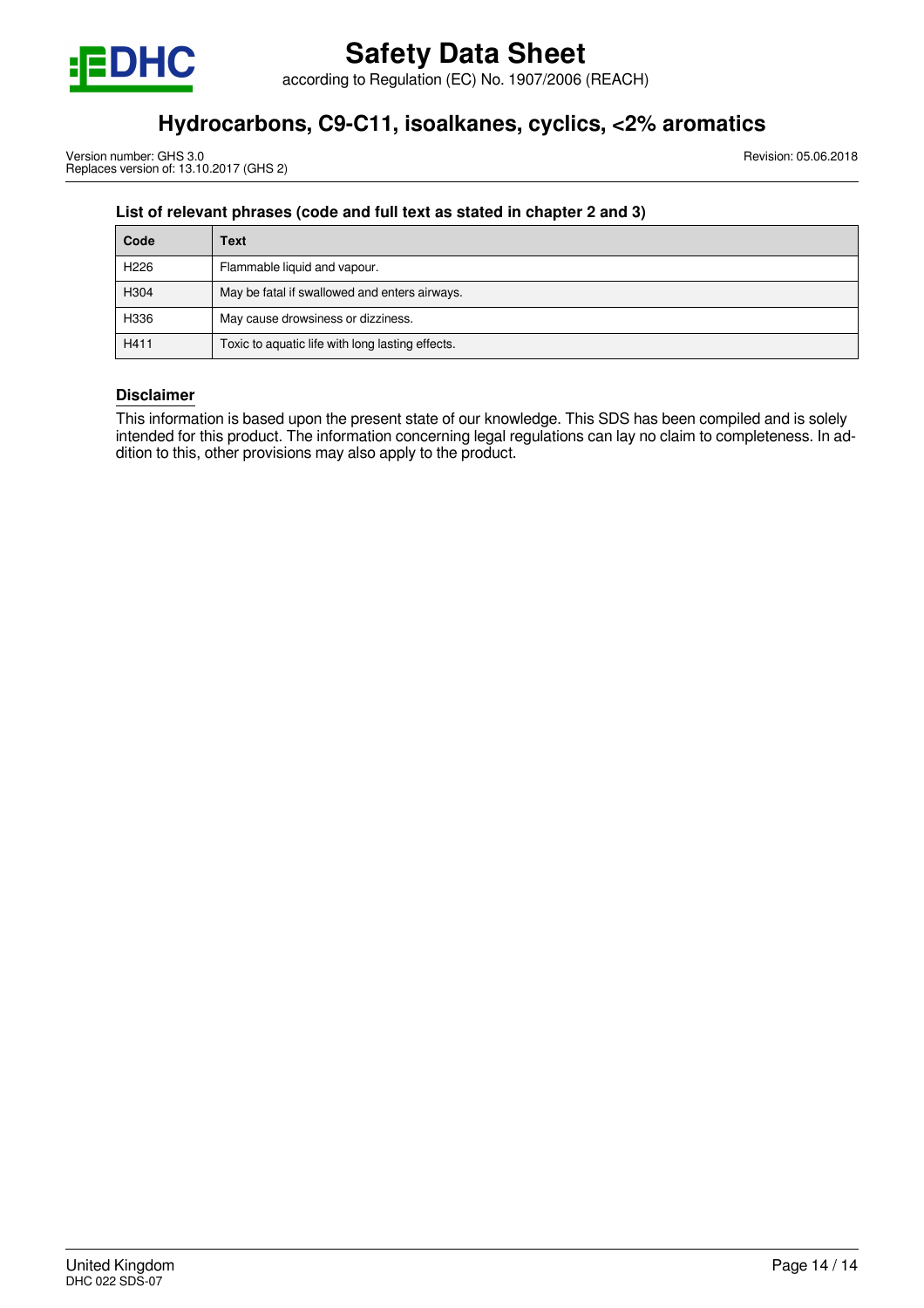#### List of relevant phrases (code and full text as stated in chapter 2 and 3)

| Code | Text |
| --- | --- |
| H226 | Flammable liquid and vapour. |
| H304 | May be fatal if swallowed and enters airways. |
| H336 | May cause drowsiness or dizziness. |
| H411 | Toxic to aquatic life with long lasting effects. |

#### Disclaimer

This information is based upon the present state of our knowledge. This SDS has been compiled and is solely intended for this product. The information concerning legal regulations can lay no claim to completeness. In addition to this, other provisions may also apply to the product.